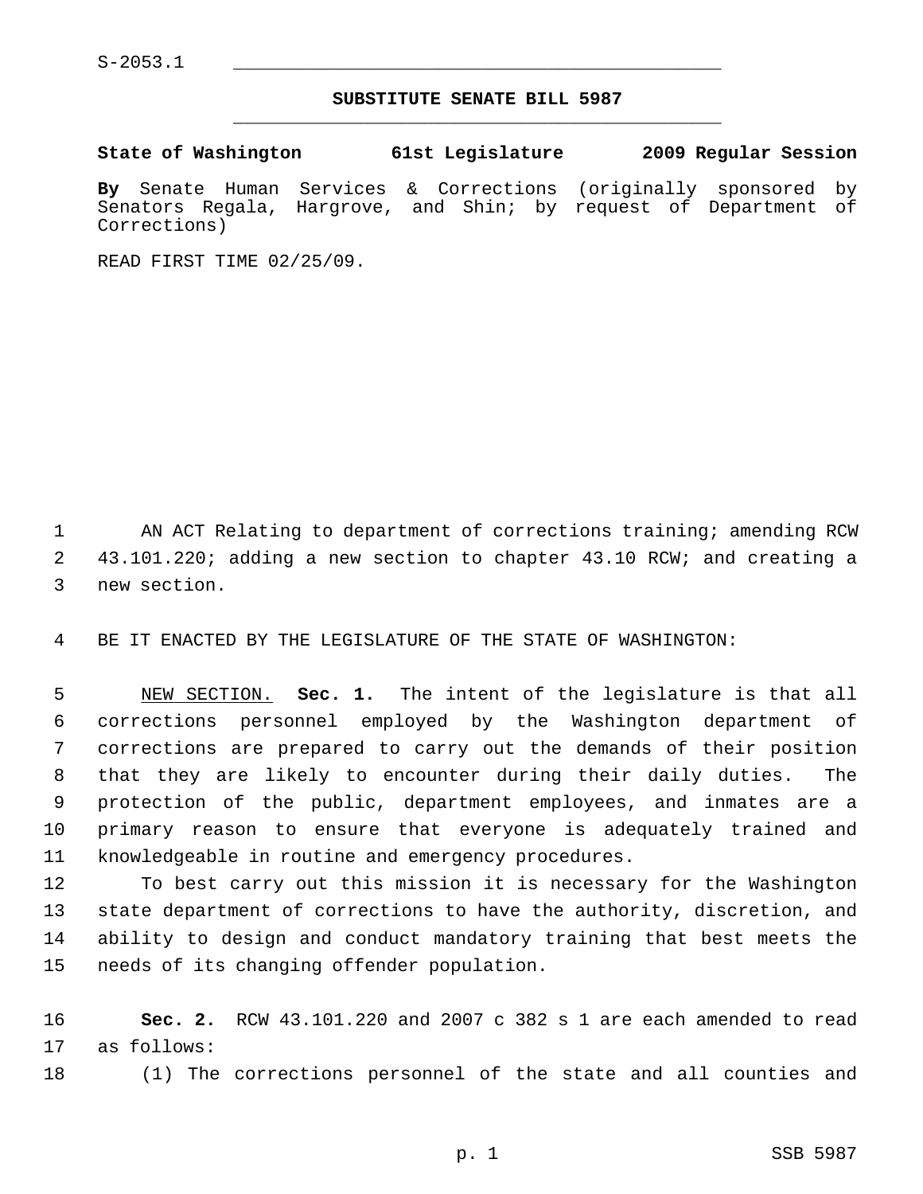S-2053.1

## SUBSTITUTE SENATE BILL 5987

**State of Washington 61st Legislature 2009 Regular Session**

**By** Senate Human Services & Corrections (originally sponsored by Senators Regala, Hargrove, and Shin; by request of Department of Corrections)

READ FIRST TIME 02/25/09.

AN ACT Relating to department of corrections training; amending RCW 43.101.220; adding a new section to chapter 43.10 RCW; and creating a new section.

BE IT ENACTED BY THE LEGISLATURE OF THE STATE OF WASHINGTON:

NEW SECTION. **Sec. 1.** The intent of the legislature is that all corrections personnel employed by the Washington department of corrections are prepared to carry out the demands of their position that they are likely to encounter during their daily duties. The protection of the public, department employees, and inmates are a primary reason to ensure that everyone is adequately trained and knowledgeable in routine and emergency procedures.

To best carry out this mission it is necessary for the Washington state department of corrections to have the authority, discretion, and ability to design and conduct mandatory training that best meets the needs of its changing offender population.

**Sec. 2.** RCW 43.101.220 and 2007 c 382 s 1 are each amended to read as follows:

(1) The corrections personnel of the state and all counties and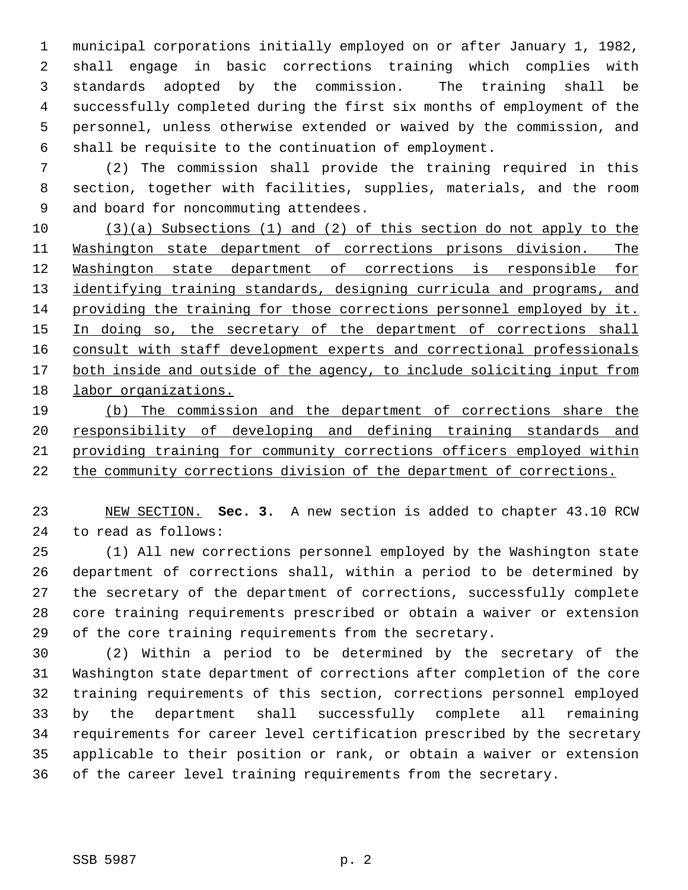municipal corporations initially employed on or after January 1, 1982, shall engage in basic corrections training which complies with standards adopted by the commission. The training shall be successfully completed during the first six months of employment of the personnel, unless otherwise extended or waived by the commission, and shall be requisite to the continuation of employment.

(2) The commission shall provide the training required in this section, together with facilities, supplies, materials, and the room and board for noncommuting attendees.

<u>(3)(a) Subsections (1) and (2) of this section do not apply to the Washington state department of corrections prisons division. The Washington state department of corrections is responsible for identifying training standards, designing curricula and programs, and providing the training for those corrections personnel employed by it. In doing so, the secretary of the department of corrections shall consult with staff development experts and correctional professionals both inside and outside of the agency, to include soliciting input from labor organizations.</u>

<u>(b) The commission and the department of corrections share the responsibility of developing and defining training standards and providing training for community corrections officers employed within the community corrections division of the department of corrections.</u>

<u>NEW SECTION.</u> **Sec. 3.** A new section is added to chapter 43.10 RCW to read as follows:

(1) All new corrections personnel employed by the Washington state department of corrections shall, within a period to be determined by the secretary of the department of corrections, successfully complete core training requirements prescribed or obtain a waiver or extension of the core training requirements from the secretary.

(2) Within a period to be determined by the secretary of the Washington state department of corrections after completion of the core training requirements of this section, corrections personnel employed by the department shall successfully complete all remaining requirements for career level certification prescribed by the secretary applicable to their position or rank, or obtain a waiver or extension of the career level training requirements from the secretary.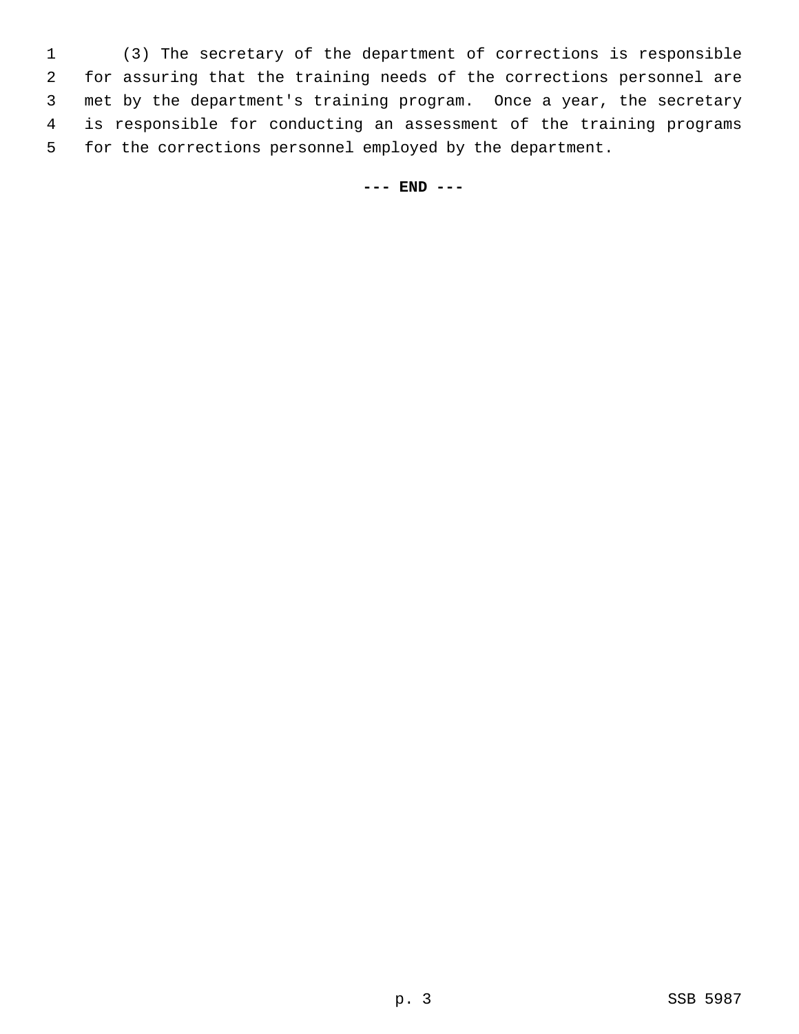(3) The secretary of the department of corrections is responsible for assuring that the training needs of the corrections personnel are met by the department's training program. Once a year, the secretary is responsible for conducting an assessment of the training programs for the corrections personnel employed by the department.

**--- END ---**